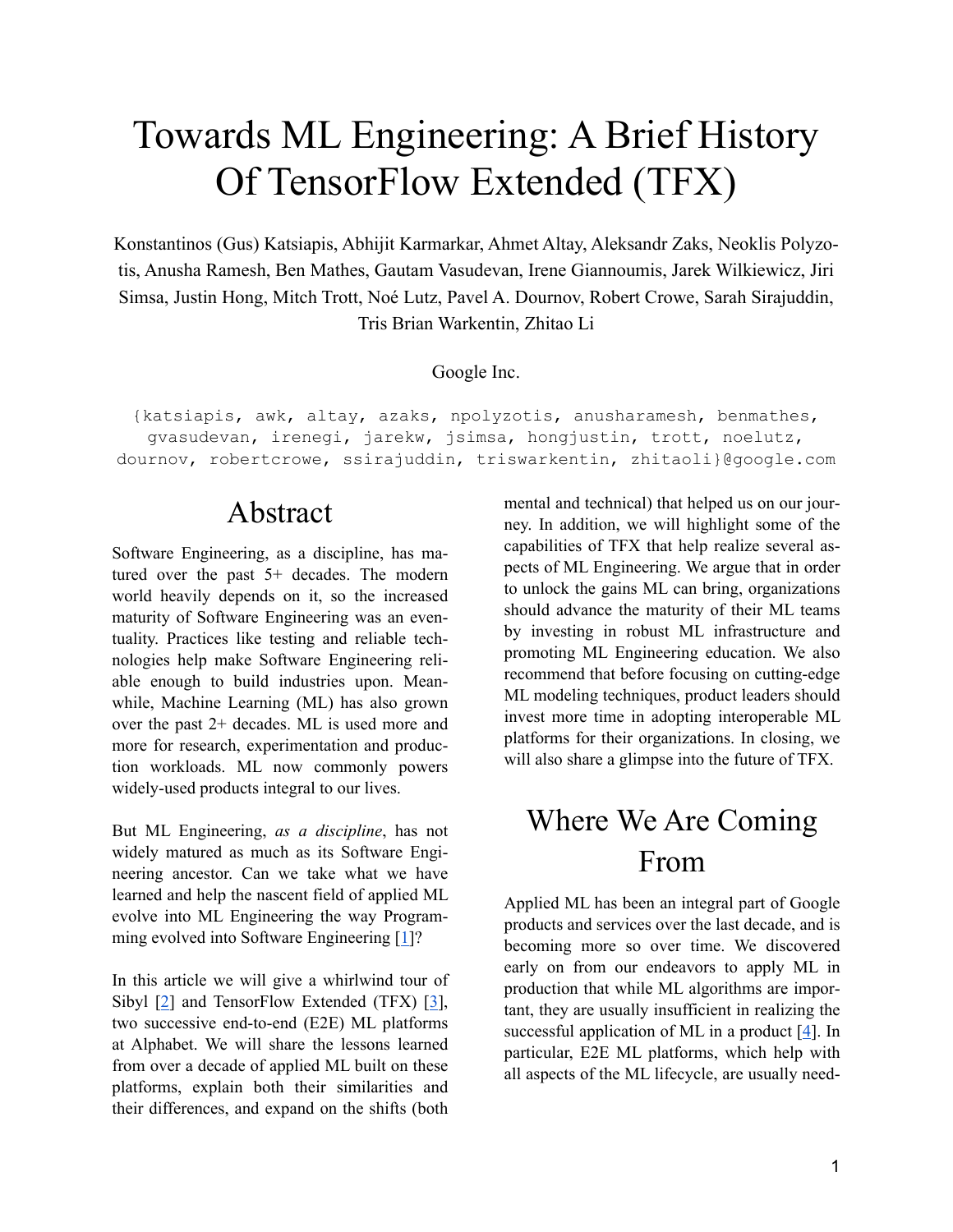# Towards ML Engineering: A Brief History Of TensorFlow Extended (TFX)

Konstantinos (Gus) Katsiapis, Abhijit Karmarkar, Ahmet Altay, Aleksandr Zaks, Neoklis Polyzotis, Anusha Ramesh, Ben Mathes, Gautam Vasudevan, Irene Giannoumis, Jarek Wilkiewicz, Jiri Simsa, Justin Hong, Mitch Trott, Noé Lutz, Pavel A. Dournov, Robert Crowe, Sarah Sirajuddin, Tris Brian Warkentin, Zhitao Li

Google Inc.

{katsiapis, awk, altay, azaks, npolyzotis, anusharamesh, benmathes, gvasudevan, irenegi, jarekw, jsimsa, hongjustin, trott, noelutz, dournov, robertcrowe, ssirajuddin, triswarkentin, zhitaoli}@google.com

## Abstract

Software Engineering, as a discipline, has matured over the past 5+ decades. The modern world heavily depends on it, so the increased maturity of Software Engineering was an eventuality. Practices like testing and reliable technologies help make Software Engineering reliable enough to build industries upon. Meanwhile, Machine Learning (ML) has also grown over the past 2+ decades. ML is used more and more for research, experimentation and production workloads. ML now commonly powers widely-used products integral to our lives.

But ML Engineering, *as a discipline*, has not widely matured as much as its Software Engineering ancestor. Can we take what we have learned and help the nascent field of applied ML evolve into ML Engineering the way Programming evolved into Software Engineering [1]?

In this article we will give a whirlwind tour of Sibyl [2] and TensorFlow Extended (TFX) [3], two successive end-to-end (E2E) ML platforms at Alphabet. We will share the lessons learned from over a decade of applied ML built on these platforms, explain both their similarities and their differences, and expand on the shifts (both mental and technical) that helped us on our journey. In addition, we will highlight some of the capabilities of TFX that help realize several aspects of ML Engineering. We argue that in order to unlock the gains ML can bring, organizations should advance the maturity of their ML teams by investing in robust ML infrastructure and promoting ML Engineering education. We also recommend that before focusing on cutting-edge ML modeling techniques, product leaders should invest more time in adopting interoperable ML platforms for their organizations. In closing, we will also share a glimpse into the future of TFX.

## Where We Are Coming From

Applied ML has been an integral part of Google products and services over the last decade, and is becoming more so over time. We discovered early on from our endeavors to apply ML in production that while ML algorithms are important, they are usually insufficient in realizing the successful application of ML in a product [4]. In particular, E2E ML platforms, which help with all aspects of the ML lifecycle, are usually need-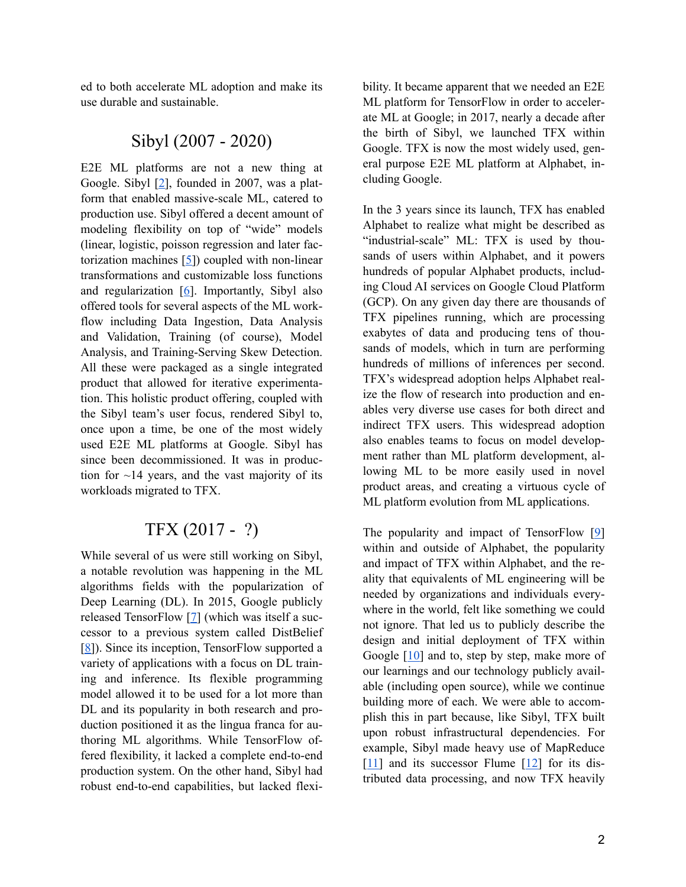ed to both accelerate ML adoption and make its use durable and sustainable.

## Sibyl (2007 - 2020)

E2E ML platforms are not a new thing at Google. Sibyl [2], founded in 2007, was a platform that enabled massive-scale ML, catered to production use. Sibyl offered a decent amount of modeling flexibility on top of "wide" models (linear, logistic, poisson regression and later factorization machines [5]) coupled with non-linear transformations and customizable loss functions and regularization [6]. Importantly, Sibyl also offered tools for several aspects of the ML workflow including Data Ingestion, Data Analysis and Validation, Training (of course), Model Analysis, and Training-Serving Skew Detection. All these were packaged as a single integrated product that allowed for iterative experimentation. This holistic product offering, coupled with the Sibyl team's user focus, rendered Sibyl to, once upon a time, be one of the most widely used E2E ML platforms at Google. Sibyl has since been decommissioned. It was in production for ~14 years, and the vast majority of its workloads migrated to TFX.

## TFX (2017 - ?)

While several of us were still working on Sibyl, a notable revolution was happening in the ML algorithms fields with the popularization of Deep Learning (DL). In 2015, Google publicly released TensorFlow [7] (which was itself a successor to a previous system called DistBelief [8]). Since its inception, TensorFlow supported a variety of applications with a focus on DL training and inference. Its flexible programming model allowed it to be used for a lot more than DL and its popularity in both research and production positioned it as the lingua franca for authoring ML algorithms. While TensorFlow offered flexibility, it lacked a complete end-to-end production system. On the other hand, Sibyl had robust end-to-end capabilities, but lacked flexibility. It became apparent that we needed an E2E ML platform for TensorFlow in order to accelerate ML at Google; in 2017, nearly a decade after the birth of Sibyl, we launched TFX within Google. TFX is now the most widely used, general purpose E2E ML platform at Alphabet, including Google.

In the 3 years since its launch, TFX has enabled Alphabet to realize what might be described as "industrial-scale" ML: TFX is used by thousands of users within Alphabet, and it powers hundreds of popular Alphabet products, including Cloud AI services on Google Cloud Platform (GCP). On any given day there are thousands of TFX pipelines running, which are processing exabytes of data and producing tens of thousands of models, which in turn are performing hundreds of millions of inferences per second. TFX's widespread adoption helps Alphabet realize the flow of research into production and enables very diverse use cases for both direct and indirect TFX users. This widespread adoption also enables teams to focus on model development rather than ML platform development, allowing ML to be more easily used in novel product areas, and creating a virtuous cycle of ML platform evolution from ML applications.

The popularity and impact of TensorFlow [9] within and outside of Alphabet, the popularity and impact of TFX within Alphabet, and the reality that equivalents of ML engineering will be needed by organizations and individuals everywhere in the world, felt like something we could not ignore. That led us to publicly describe the design and initial deployment of TFX within Google [10] and to, step by step, make more of our learnings and our technology publicly available (including open source), while we continue building more of each. We were able to accomplish this in part because, like Sibyl, TFX built upon robust infrastructural dependencies. For example, Sibyl made heavy use of MapReduce [11] and its successor Flume [12] for its distributed data processing, and now TFX heavily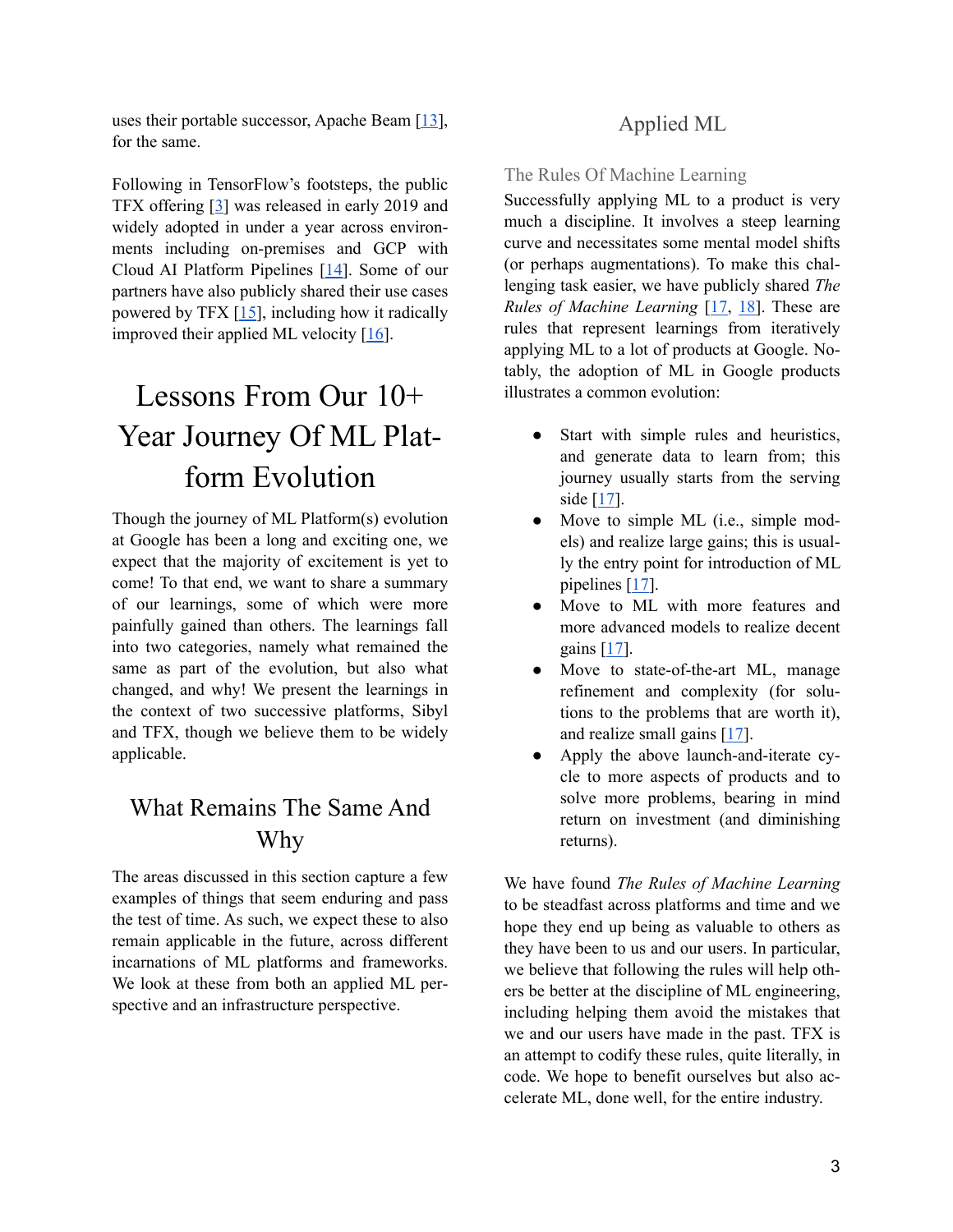uses their portable successor, Apache Beam [13], for the same.

Following in TensorFlow's footsteps, the public TFX offering [3] was released in early 2019 and widely adopted in under a year across environments including on-premises and GCP with Cloud AI Platform Pipelines [14]. Some of our partners have also publicly shared their use cases powered by TFX [15], including how it radically improved their applied ML velocity [16].

# Lessons From Our 10+ Year Journey Of ML Platform Evolution

Though the journey of ML Platform(s) evolution at Google has been a long and exciting one, we expect that the majority of excitement is yet to come! To that end, we want to share a summary of our learnings, some of which were more painfully gained than others. The learnings fall into two categories, namely what remained the same as part of the evolution, but also what changed, and why! We present the learnings in the context of two successive platforms, Sibyl and TFX, though we believe them to be widely applicable.

## What Remains The Same And Why

The areas discussed in this section capture a few examples of things that seem enduring and pass the test of time. As such, we expect these to also remain applicable in the future, across different incarnations of ML platforms and frameworks. We look at these from both an applied ML perspective and an infrastructure perspective.

### Applied ML

#### The Rules Of Machine Learning

Successfully applying ML to a product is very much a discipline. It involves a steep learning curve and necessitates some mental model shifts (or perhaps augmentations). To make this challenging task easier, we have publicly shared *The Rules of Machine Learning* [17, 18]. These are rules that represent learnings from iteratively applying ML to a lot of products at Google. Notably, the adoption of ML in Google products illustrates a common evolution:

- Start with simple rules and heuristics, and generate data to learn from; this journey usually starts from the serving side [17].
- Move to simple ML (i.e., simple models) and realize large gains; this is usually the entry point for introduction of ML pipelines [17].
- Move to ML with more features and more advanced models to realize decent gains [17].
- Move to state-of-the-art ML, manage refinement and complexity (for solutions to the problems that are worth it), and realize small gains [17].
- Apply the above launch-and-iterate cycle to more aspects of products and to solve more problems, bearing in mind return on investment (and diminishing returns).

We have found *The Rules of Machine Learning* to be steadfast across platforms and time and we hope they end up being as valuable to others as they have been to us and our users. In particular, we believe that following the rules will help others be better at the discipline of ML engineering, including helping them avoid the mistakes that we and our users have made in the past. TFX is an attempt to codify these rules, quite literally, in code. We hope to benefit ourselves but also accelerate ML, done well, for the entire industry.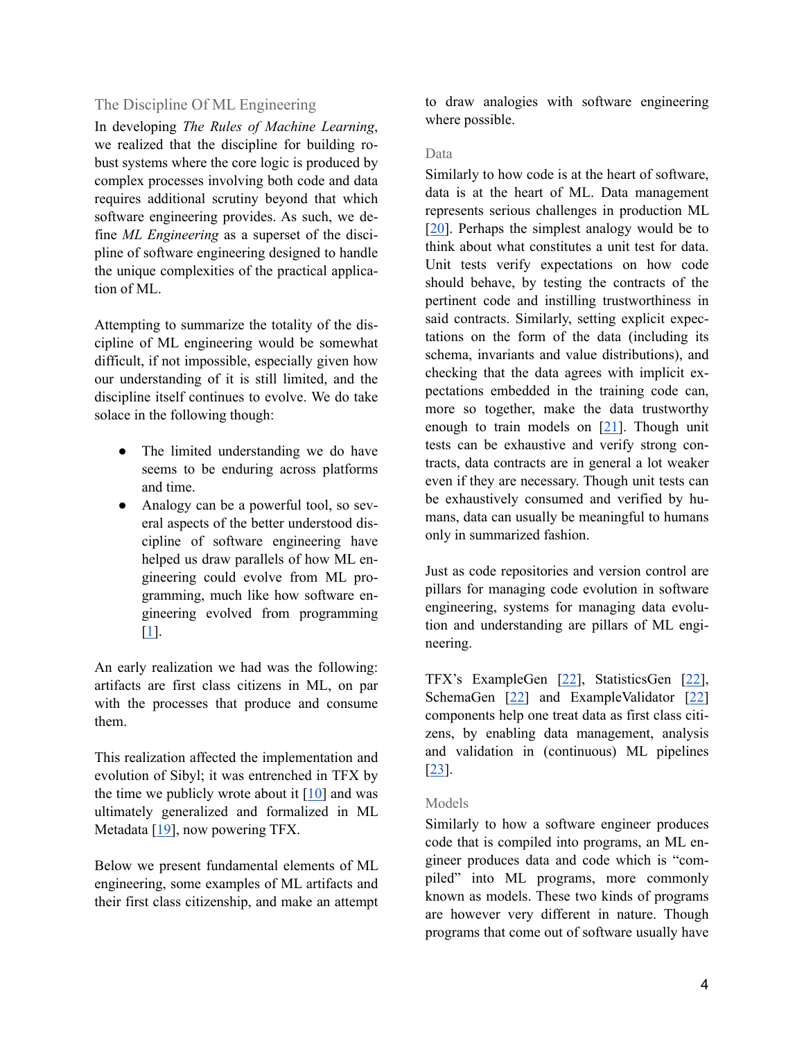## The Discipline Of ML Engineering

In developing *The Rules of Machine Learning*, we realized that the discipline for building robust systems where the core logic is produced by complex processes involving both code and data requires additional scrutiny beyond that which software engineering provides. As such, we define *ML Engineering* as a superset of the discipline of software engineering designed to handle the unique complexities of the practical application of ML.

Attempting to summarize the totality of the discipline of ML engineering would be somewhat difficult, if not impossible, especially given how our understanding of it is still limited, and the discipline itself continues to evolve. We do take solace in the following though:

- The limited understanding we do have seems to be enduring across platforms and time.
- Analogy can be a powerful tool, so several aspects of the better understood discipline of software engineering have helped us draw parallels of how ML engineering could evolve from ML programming, much like how software engineering evolved from programming [1].

An early realization we had was the following: artifacts are first class citizens in ML, on par with the processes that produce and consume them.

This realization affected the implementation and evolution of Sibyl; it was entrenched in TFX by the time we publicly wrote about it [10] and was ultimately generalized and formalized in ML Metadata [19], now powering TFX.

Below we present fundamental elements of ML engineering, some examples of ML artifacts and their first class citizenship, and make an attempt to draw analogies with software engineering where possible.

### Data

Similarly to how code is at the heart of software, data is at the heart of ML. Data management represents serious challenges in production ML [20]. Perhaps the simplest analogy would be to think about what constitutes a unit test for data. Unit tests verify expectations on how code should behave, by testing the contracts of the pertinent code and instilling trustworthiness in said contracts. Similarly, setting explicit expectations on the form of the data (including its schema, invariants and value distributions), and checking that the data agrees with implicit expectations embedded in the training code can, more so together, make the data trustworthy enough to train models on [21]. Though unit tests can be exhaustive and verify strong contracts, data contracts are in general a lot weaker even if they are necessary. Though unit tests can be exhaustively consumed and verified by humans, data can usually be meaningful to humans only in summarized fashion.

Just as code repositories and version control are pillars for managing code evolution in software engineering, systems for managing data evolution and understanding are pillars of ML engineering.

TFX's ExampleGen [22], StatisticsGen [22], SchemaGen [22] and ExampleValidator [22] components help one treat data as first class citizens, by enabling data management, analysis and validation in (continuous) ML pipelines [23].

### Models

Similarly to how a software engineer produces code that is compiled into programs, an ML engineer produces data and code which is "compiled" into ML programs, more commonly known as models. These two kinds of programs are however very different in nature. Though programs that come out of software usually have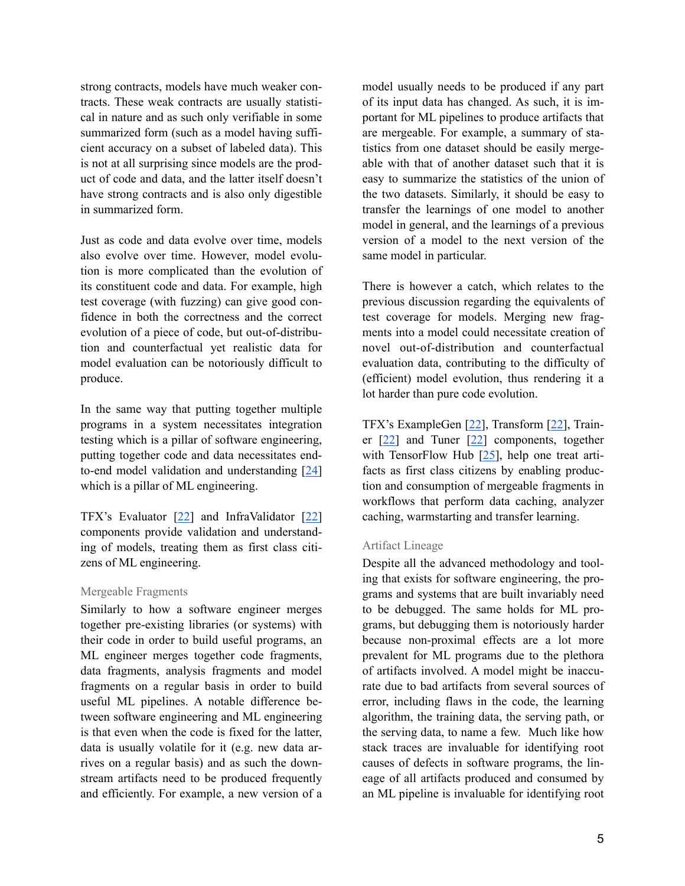strong contracts, models have much weaker contracts. These weak contracts are usually statistical in nature and as such only verifiable in some summarized form (such as a model having sufficient accuracy on a subset of labeled data). This is not at all surprising since models are the product of code and data, and the latter itself doesn't have strong contracts and is also only digestible in summarized form.

Just as code and data evolve over time, models also evolve over time. However, model evolution is more complicated than the evolution of its constituent code and data. For example, high test coverage (with fuzzing) can give good confidence in both the correctness and the correct evolution of a piece of code, but out-of-distribution and counterfactual yet realistic data for model evaluation can be notoriously difficult to produce.

In the same way that putting together multiple programs in a system necessitates integration testing which is a pillar of software engineering, putting together code and data necessitates end-to-end model validation and understanding [24] which is a pillar of ML engineering.

TFX's Evaluator [22] and InfraValidator [22] components provide validation and understanding of models, treating them as first class citizens of ML engineering.

### Mergeable Fragments

Similarly to how a software engineer merges together pre-existing libraries (or systems) with their code in order to build useful programs, an ML engineer merges together code fragments, data fragments, analysis fragments and model fragments on a regular basis in order to build useful ML pipelines. A notable difference between software engineering and ML engineering is that even when the code is fixed for the latter, data is usually volatile for it (e.g. new data arrives on a regular basis) and as such the downstream artifacts need to be produced frequently and efficiently. For example, a new version of a model usually needs to be produced if any part of its input data has changed. As such, it is important for ML pipelines to produce artifacts that are mergeable. For example, a summary of statistics from one dataset should be easily mergeable with that of another dataset such that it is easy to summarize the statistics of the union of the two datasets. Similarly, it should be easy to transfer the learnings of one model to another model in general, and the learnings of a previous version of a model to the next version of the same model in particular.

There is however a catch, which relates to the previous discussion regarding the equivalents of test coverage for models. Merging new fragments into a model could necessitate creation of novel out-of-distribution and counterfactual evaluation data, contributing to the difficulty of (efficient) model evolution, thus rendering it a lot harder than pure code evolution.

TFX's ExampleGen [22], Transform [22], Trainer [22] and Tuner [22] components, together with TensorFlow Hub [25], help one treat artifacts as first class citizens by enabling production and consumption of mergeable fragments in workflows that perform data caching, analyzer caching, warmstarting and transfer learning.

### Artifact Lineage

Despite all the advanced methodology and tooling that exists for software engineering, the programs and systems that are built invariably need to be debugged. The same holds for ML programs, but debugging them is notoriously harder because non-proximal effects are a lot more prevalent for ML programs due to the plethora of artifacts involved. A model might be inaccurate due to bad artifacts from several sources of error, including flaws in the code, the learning algorithm, the training data, the serving path, or the serving data, to name a few. Much like how stack traces are invaluable for identifying root causes of defects in software programs, the lineage of all artifacts produced and consumed by an ML pipeline is invaluable for identifying root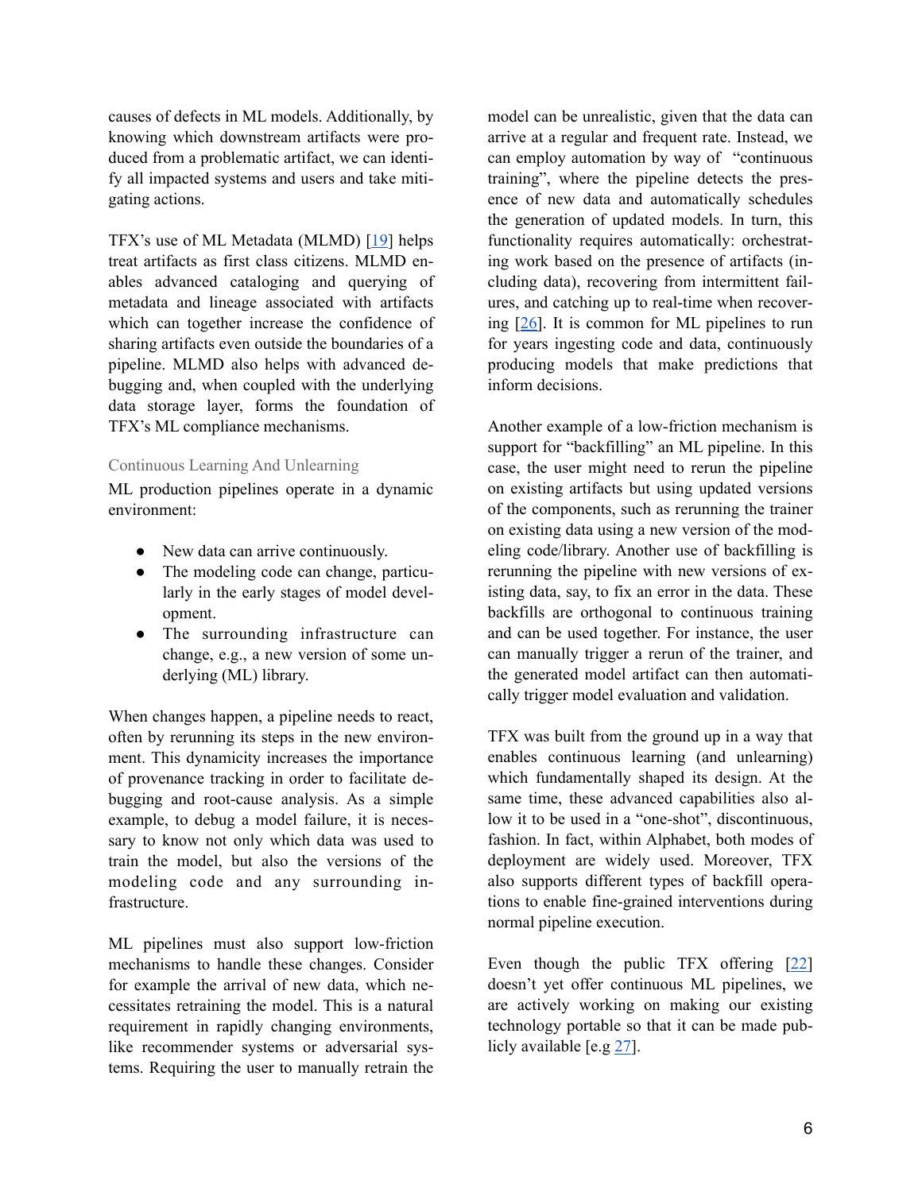causes of defects in ML models. Additionally, by knowing which downstream artifacts were produced from a problematic artifact, we can identify all impacted systems and users and take mitigating actions.

TFX's use of ML Metadata (MLMD) [19] helps treat artifacts as first class citizens. MLMD enables advanced cataloging and querying of metadata and lineage associated with artifacts which can together increase the confidence of sharing artifacts even outside the boundaries of a pipeline. MLMD also helps with advanced debugging and, when coupled with the underlying data storage layer, forms the foundation of TFX's ML compliance mechanisms.

### Continuous Learning And Unlearning

ML production pipelines operate in a dynamic environment:

- New data can arrive continuously.
- The modeling code can change, particularly in the early stages of model development.
- The surrounding infrastructure can change, e.g., a new version of some underlying (ML) library.

When changes happen, a pipeline needs to react, often by rerunning its steps in the new environment. This dynamicity increases the importance of provenance tracking in order to facilitate debugging and root-cause analysis. As a simple example, to debug a model failure, it is necessary to know not only which data was used to train the model, but also the versions of the modeling code and any surrounding infrastructure.

ML pipelines must also support low-friction mechanisms to handle these changes. Consider for example the arrival of new data, which necessitates retraining the model. This is a natural requirement in rapidly changing environments, like recommender systems or adversarial systems. Requiring the user to manually retrain the model can be unrealistic, given that the data can arrive at a regular and frequent rate. Instead, we can employ automation by way of "continuous training", where the pipeline detects the presence of new data and automatically schedules the generation of updated models. In turn, this functionality requires automatically: orchestrating work based on the presence of artifacts (including data), recovering from intermittent failures, and catching up to real-time when recovering [26]. It is common for ML pipelines to run for years ingesting code and data, continuously producing models that make predictions that inform decisions.

Another example of a low-friction mechanism is support for "backfilling" an ML pipeline. In this case, the user might need to rerun the pipeline on existing artifacts but using updated versions of the components, such as rerunning the trainer on existing data using a new version of the modeling code/library. Another use of backfilling is rerunning the pipeline with new versions of existing data, say, to fix an error in the data. These backfills are orthogonal to continuous training and can be used together. For instance, the user can manually trigger a rerun of the trainer, and the generated model artifact can then automatically trigger model evaluation and validation.

TFX was built from the ground up in a way that enables continuous learning (and unlearning) which fundamentally shaped its design. At the same time, these advanced capabilities also allow it to be used in a "one-shot", discontinuous, fashion. In fact, within Alphabet, both modes of deployment are widely used. Moreover, TFX also supports different types of backfill operations to enable fine-grained interventions during normal pipeline execution.

Even though the public TFX offering [22] doesn't yet offer continuous ML pipelines, we are actively working on making our existing technology portable so that it can be made publicly available [e.g 27].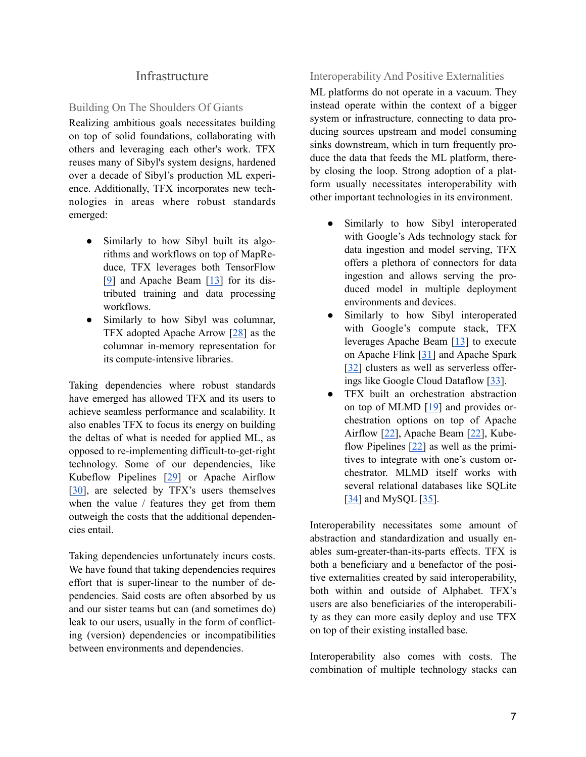# Infrastructure

## Building On The Shoulders Of Giants

Realizing ambitious goals necessitates building on top of solid foundations, collaborating with others and leveraging each other's work. TFX reuses many of Sibyl's system designs, hardened over a decade of Sibyl's production ML experience. Additionally, TFX incorporates new technologies in areas where robust standards emerged:

- Similarly to how Sibyl built its algorithms and workflows on top of MapReduce, TFX leverages both TensorFlow [9] and Apache Beam [13] for its distributed training and data processing workflows.
- Similarly to how Sibyl was columnar, TFX adopted Apache Arrow [28] as the columnar in-memory representation for its compute-intensive libraries.

Taking dependencies where robust standards have emerged has allowed TFX and its users to achieve seamless performance and scalability. It also enables TFX to focus its energy on building the deltas of what is needed for applied ML, as opposed to re-implementing difficult-to-get-right technology. Some of our dependencies, like Kubeflow Pipelines [29] or Apache Airflow [30], are selected by TFX's users themselves when the value / features they get from them outweigh the costs that the additional dependencies entail.

Taking dependencies unfortunately incurs costs. We have found that taking dependencies requires effort that is super-linear to the number of dependencies. Said costs are often absorbed by us and our sister teams but can (and sometimes do) leak to our users, usually in the form of conflicting (version) dependencies or incompatibilities between environments and dependencies.

## Interoperability And Positive Externalities

ML platforms do not operate in a vacuum. They instead operate within the context of a bigger system or infrastructure, connecting to data producing sources upstream and model consuming sinks downstream, which in turn frequently produce the data that feeds the ML platform, thereby closing the loop. Strong adoption of a platform usually necessitates interoperability with other important technologies in its environment.

- Similarly to how Sibyl interoperated with Google's Ads technology stack for data ingestion and model serving, TFX offers a plethora of connectors for data ingestion and allows serving the produced model in multiple deployment environments and devices.
- Similarly to how Sibyl interoperated with Google's compute stack, TFX leverages Apache Beam [13] to execute on Apache Flink [31] and Apache Spark [32] clusters as well as serverless offerings like Google Cloud Dataflow [33].
- TFX built an orchestration abstraction on top of MLMD [19] and provides orchestration options on top of Apache Airflow [22], Apache Beam [22], Kubeflow Pipelines [22] as well as the primitives to integrate with one's custom orchestrator. MLMD itself works with several relational databases like SQLite [34] and MySQL [35].

Interoperability necessitates some amount of abstraction and standardization and usually enables sum-greater-than-its-parts effects. TFX is both a beneficiary and a benefactor of the positive externalities created by said interoperability, both within and outside of Alphabet. TFX's users are also beneficiaries of the interoperability as they can more easily deploy and use TFX on top of their existing installed base.

Interoperability also comes with costs. The combination of multiple technology stacks can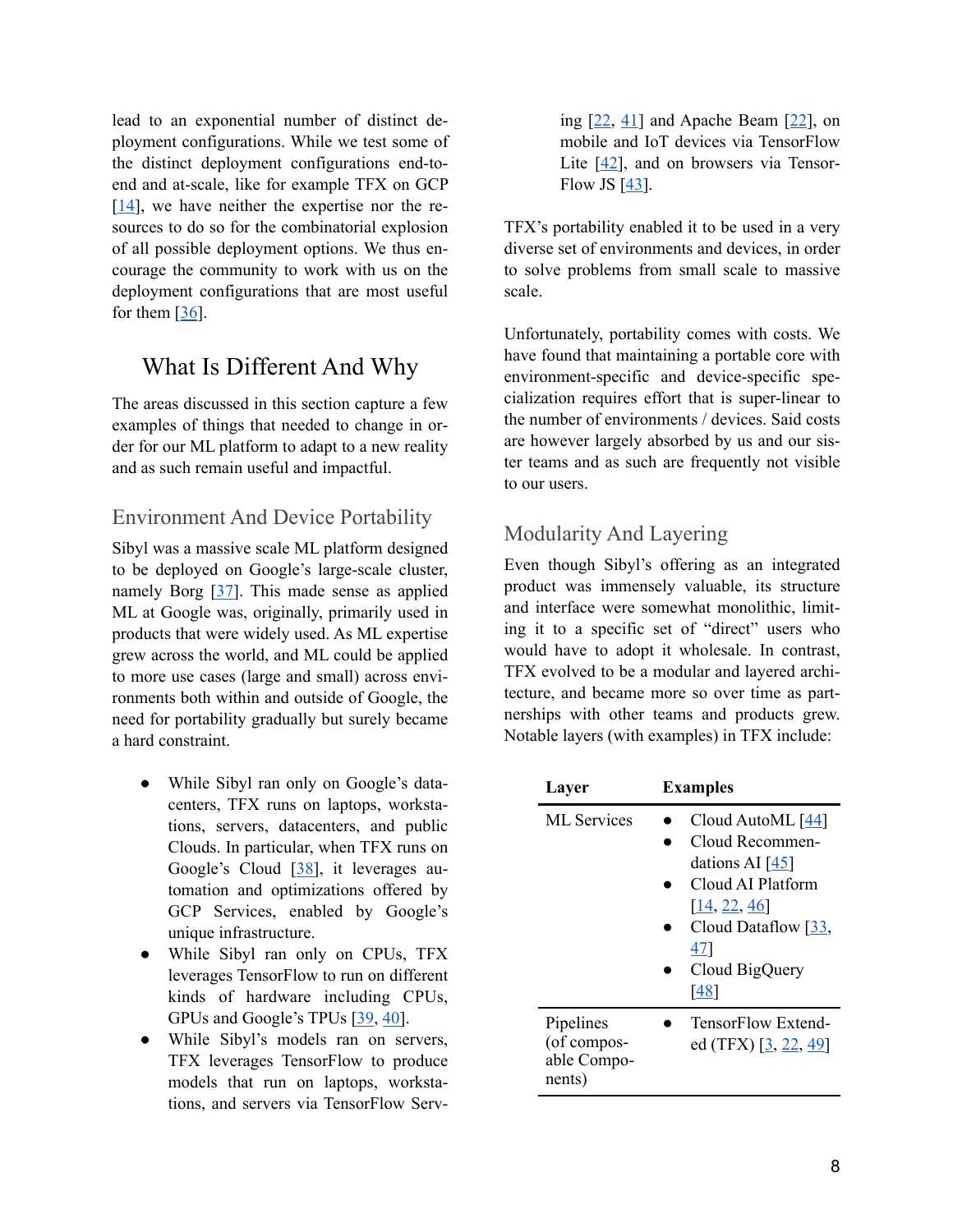lead to an exponential number of distinct deployment configurations. While we test some of the distinct deployment configurations end-to-end and at-scale, like for example TFX on GCP [14], we have neither the expertise nor the resources to do so for the combinatorial explosion of all possible deployment options. We thus encourage the community to work with us on the deployment configurations that are most useful for them [36].

## What Is Different And Why

The areas discussed in this section capture a few examples of things that needed to change in order for our ML platform to adapt to a new reality and as such remain useful and impactful.

### Environment And Device Portability

Sibyl was a massive scale ML platform designed to be deployed on Google's large-scale cluster, namely Borg [37]. This made sense as applied ML at Google was, originally, primarily used in products that were widely used. As ML expertise grew across the world, and ML could be applied to more use cases (large and small) across environments both within and outside of Google, the need for portability gradually but surely became a hard constraint.

- While Sibyl ran only on Google's datacenters, TFX runs on laptops, workstations, servers, datacenters, and public Clouds. In particular, when TFX runs on Google's Cloud [38], it leverages automation and optimizations offered by GCP Services, enabled by Google's unique infrastructure.
- While Sibyl ran only on CPUs, TFX leverages TensorFlow to run on different kinds of hardware including CPUs, GPUs and Google's TPUs [39, 40].
- While Sibyl's models ran on servers, TFX leverages TensorFlow to produce models that run on laptops, workstations, and servers via TensorFlow Serving [22, 41] and Apache Beam [22], on mobile and IoT devices via TensorFlow Lite [42], and on browsers via TensorFlow JS [43].

TFX's portability enabled it to be used in a very diverse set of environments and devices, in order to solve problems from small scale to massive scale.

Unfortunately, portability comes with costs. We have found that maintaining a portable core with environment-specific and device-specific specialization requires effort that is super-linear to the number of environments / devices. Said costs are however largely absorbed by us and our sister teams and as such are frequently not visible to our users.

### Modularity And Layering

Even though Sibyl's offering as an integrated product was immensely valuable, its structure and interface were somewhat monolithic, limiting it to a specific set of "direct" users who would have to adopt it wholesale. In contrast, TFX evolved to be a modular and layered architecture, and became more so over time as partnerships with other teams and products grew. Notable layers (with examples) in TFX include:

| Layer | Examples |
|---|---|
| ML Services | • Cloud AutoML [44]<br>• Cloud Recommendations AI [45]<br>• Cloud AI Platform [14, 22, 46]<br>• Cloud Dataflow [33, 47]<br>• Cloud BigQuery [48] |
| Pipelines (of composable Components) | • TensorFlow Extended (TFX) [3, 22, 49] |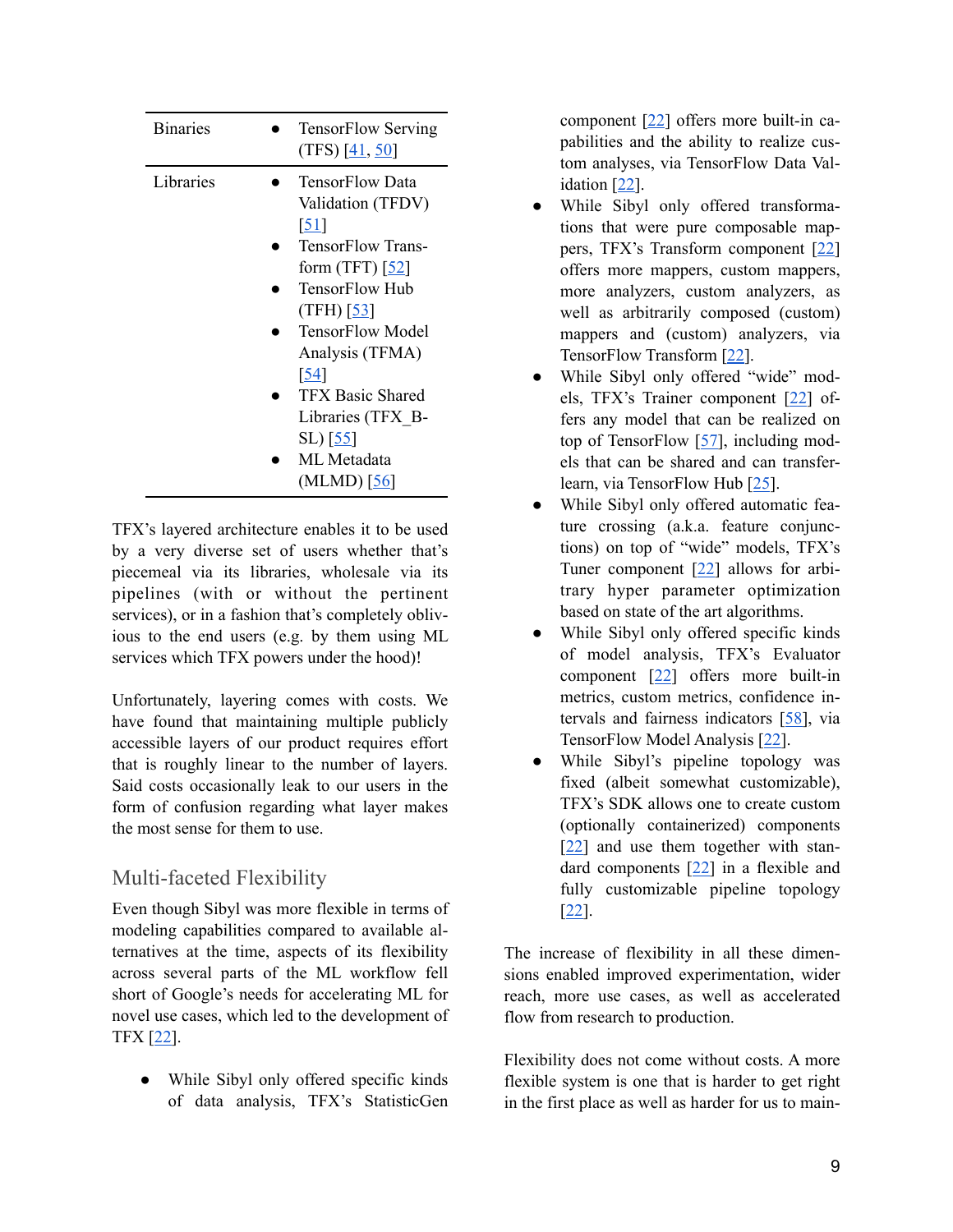| Binaries | • TensorFlow Serving (TFS) [41, 50] |
|---|---|
| Libraries | • TensorFlow Data Validation (TFDV) [51]<br>• TensorFlow Transform (TFT) [52]<br>• TensorFlow Hub (TFH) [53]<br>• TensorFlow Model Analysis (TFMA) [54]<br>• TFX Basic Shared Libraries (TFX_BSL) [55]<br>• ML Metadata (MLMD) [56] |

TFX's layered architecture enables it to be used by a very diverse set of users whether that's piecemeal via its libraries, wholesale via its pipelines (with or without the pertinent services), or in a fashion that's completely oblivious to the end users (e.g. by them using ML services which TFX powers under the hood)!

Unfortunately, layering comes with costs. We have found that maintaining multiple publicly accessible layers of our product requires effort that is roughly linear to the number of layers. Said costs occasionally leak to our users in the form of confusion regarding what layer makes the most sense for them to use.

## Multi-faceted Flexibility

Even though Sibyl was more flexible in terms of modeling capabilities compared to available alternatives at the time, aspects of its flexibility across several parts of the ML workflow fell short of Google's needs for accelerating ML for novel use cases, which led to the development of TFX [22].

- While Sibyl only offered specific kinds of data analysis, TFX's StatisticGen component [22] offers more built-in capabilities and the ability to realize custom analyses, via TensorFlow Data Validation [22].
- While Sibyl only offered transformations that were pure composable mappers, TFX's Transform component [22] offers more mappers, custom mappers, more analyzers, custom analyzers, as well as arbitrarily composed (custom) mappers and (custom) analyzers, via TensorFlow Transform [22].
- While Sibyl only offered "wide" models, TFX's Trainer component [22] offers any model that can be realized on top of TensorFlow [57], including models that can be shared and can transfer-learn, via TensorFlow Hub [25].
- While Sibyl only offered automatic feature crossing (a.k.a. feature conjunctions) on top of "wide" models, TFX's Tuner component [22] allows for arbitrary hyper parameter optimization based on state of the art algorithms.
- While Sibyl only offered specific kinds of model analysis, TFX's Evaluator component [22] offers more built-in metrics, custom metrics, confidence intervals and fairness indicators [58], via TensorFlow Model Analysis [22].
- While Sibyl's pipeline topology was fixed (albeit somewhat customizable), TFX's SDK allows one to create custom (optionally containerized) components [22] and use them together with standard components [22] in a flexible and fully customizable pipeline topology [22].

The increase of flexibility in all these dimensions enabled improved experimentation, wider reach, more use cases, as well as accelerated flow from research to production.

Flexibility does not come without costs. A more flexible system is one that is harder to get right in the first place as well as harder for us to main-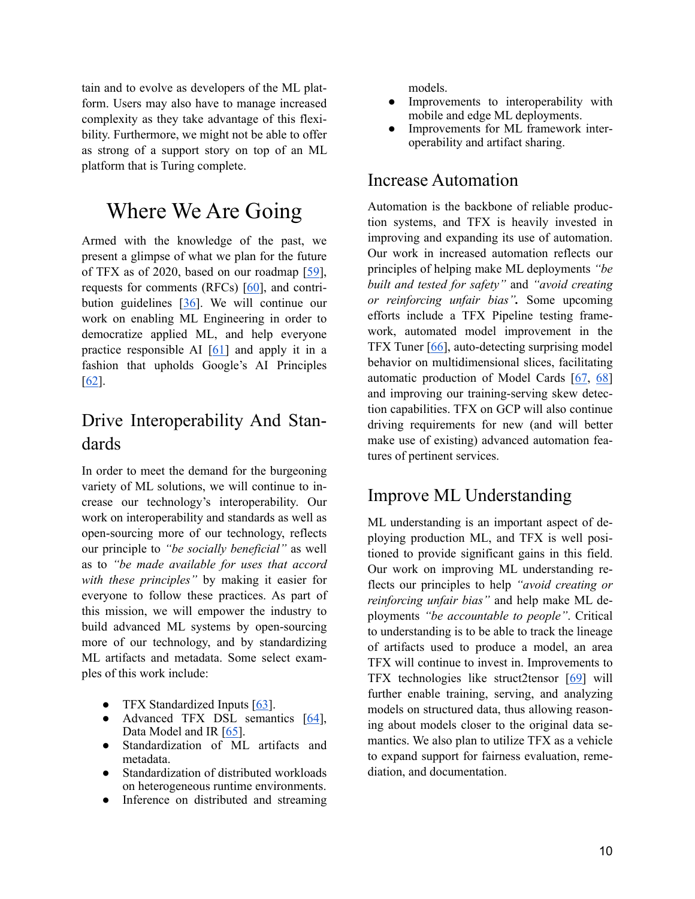tain and to evolve as developers of the ML platform. Users may also have to manage increased complexity as they take advantage of this flexibility. Furthermore, we might not be able to offer as strong of a support story on top of an ML platform that is Turing complete.

# Where We Are Going

Armed with the knowledge of the past, we present a glimpse of what we plan for the future of TFX as of 2020, based on our roadmap [59], requests for comments (RFCs) [60], and contribution guidelines [36]. We will continue our work on enabling ML Engineering in order to democratize applied ML, and help everyone practice responsible AI [61] and apply it in a fashion that upholds Google's AI Principles [62].

## Drive Interoperability And Standards

In order to meet the demand for the burgeoning variety of ML solutions, we will continue to increase our technology's interoperability. Our work on interoperability and standards as well as open-sourcing more of our technology, reflects our principle to *"be socially beneficial"* as well as to *"be made available for uses that accord with these principles"* by making it easier for everyone to follow these practices. As part of this mission, we will empower the industry to build advanced ML systems by open-sourcing more of our technology, and by standardizing ML artifacts and metadata. Some select examples of this work include:

- TFX Standardized Inputs [63].
- Advanced TFX DSL semantics [64], Data Model and IR [65].
- Standardization of ML artifacts and metadata.
- Standardization of distributed workloads on heterogeneous runtime environments.
- Inference on distributed and streaming models.
- Improvements to interoperability with mobile and edge ML deployments.
- Improvements for ML framework interoperability and artifact sharing.

## Increase Automation

Automation is the backbone of reliable production systems, and TFX is heavily invested in improving and expanding its use of automation. Our work in increased automation reflects our principles of helping make ML deployments *"be built and tested for safety"* and *"avoid creating or reinforcing unfair bias"*. Some upcoming efforts include a TFX Pipeline testing framework, automated model improvement in the TFX Tuner [66], auto-detecting surprising model behavior on multidimensional slices, facilitating automatic production of Model Cards [67, 68] and improving our training-serving skew detection capabilities. TFX on GCP will also continue driving requirements for new (and will better make use of existing) advanced automation features of pertinent services.

## Improve ML Understanding

ML understanding is an important aspect of deploying production ML, and TFX is well positioned to provide significant gains in this field. Our work on improving ML understanding reflects our principles to help *"avoid creating or reinforcing unfair bias"* and help make ML deployments *"be accountable to people"*. Critical to understanding is to be able to track the lineage of artifacts used to produce a model, an area TFX will continue to invest in. Improvements to TFX technologies like struct2tensor [69] will further enable training, serving, and analyzing models on structured data, thus allowing reasoning about models closer to the original data semantics. We also plan to utilize TFX as a vehicle to expand support for fairness evaluation, remediation, and documentation.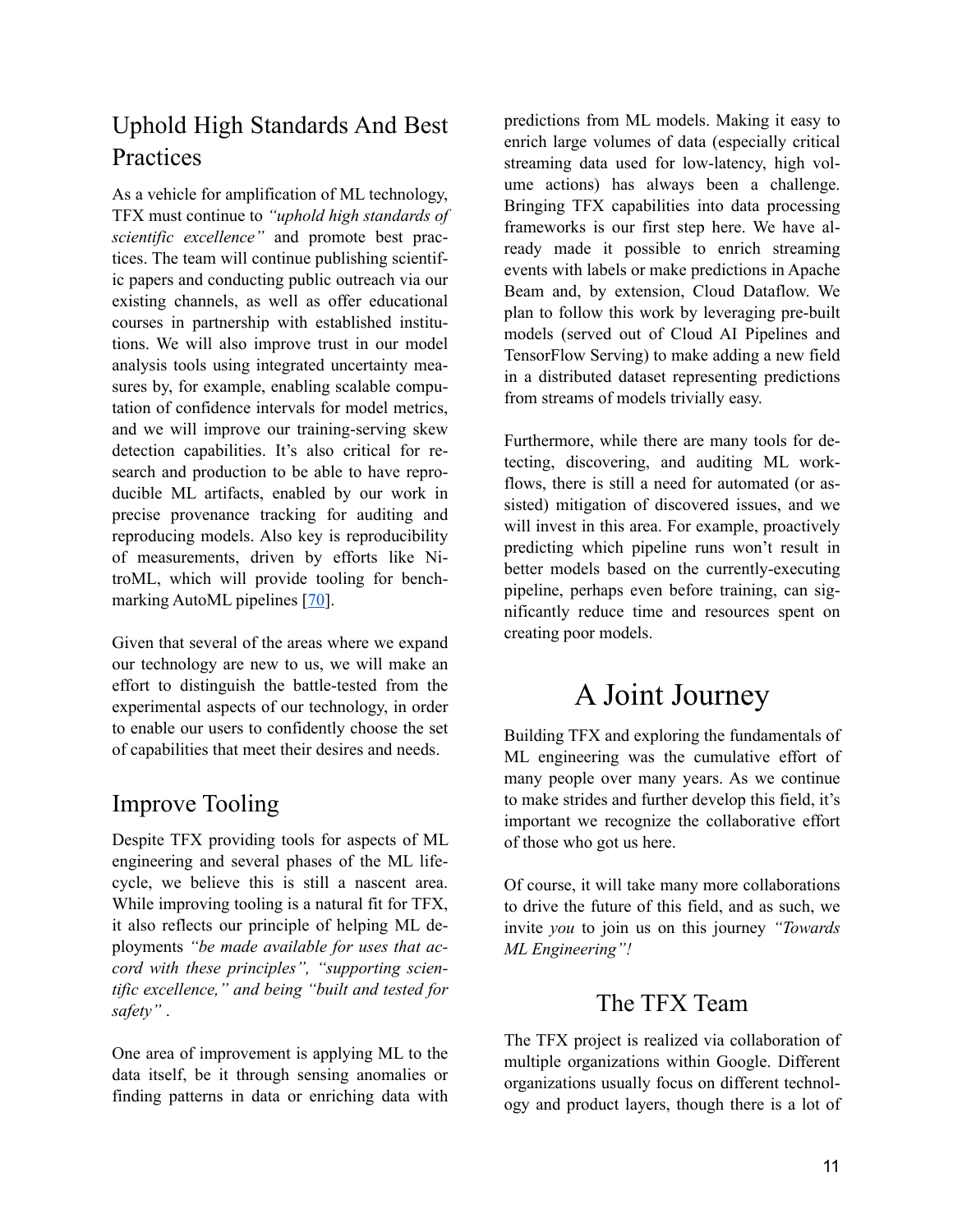## Uphold High Standards And Best Practices

As a vehicle for amplification of ML technology, TFX must continue to *"uphold high standards of scientific excellence"* and promote best practices. The team will continue publishing scientific papers and conducting public outreach via our existing channels, as well as offer educational courses in partnership with established institutions. We will also improve trust in our model analysis tools using integrated uncertainty measures by, for example, enabling scalable computation of confidence intervals for model metrics, and we will improve our training-serving skew detection capabilities. It's also critical for research and production to be able to have reproducible ML artifacts, enabled by our work in precise provenance tracking for auditing and reproducing models. Also key is reproducibility of measurements, driven by efforts like NitroML, which will provide tooling for benchmarking AutoML pipelines [70].

Given that several of the areas where we expand our technology are new to us, we will make an effort to distinguish the battle-tested from the experimental aspects of our technology, in order to enable our users to confidently choose the set of capabilities that meet their desires and needs.

## Improve Tooling

Despite TFX providing tools for aspects of ML engineering and several phases of the ML lifecycle, we believe this is still a nascent area. While improving tooling is a natural fit for TFX, it also reflects our principle of helping ML deployments *"be made available for uses that accord with these principles", "supporting scientific excellence," and being "built and tested for safety"* .

One area of improvement is applying ML to the data itself, be it through sensing anomalies or finding patterns in data or enriching data with predictions from ML models. Making it easy to enrich large volumes of data (especially critical streaming data used for low-latency, high volume actions) has always been a challenge. Bringing TFX capabilities into data processing frameworks is our first step here. We have already made it possible to enrich streaming events with labels or make predictions in Apache Beam and, by extension, Cloud Dataflow. We plan to follow this work by leveraging pre-built models (served out of Cloud AI Pipelines and TensorFlow Serving) to make adding a new field in a distributed dataset representing predictions from streams of models trivially easy.

Furthermore, while there are many tools for detecting, discovering, and auditing ML workflows, there is still a need for automated (or assisted) mitigation of discovered issues, and we will invest in this area. For example, proactively predicting which pipeline runs won't result in better models based on the currently-executing pipeline, perhaps even before training, can significantly reduce time and resources spent on creating poor models.

# A Joint Journey

Building TFX and exploring the fundamentals of ML engineering was the cumulative effort of many people over many years. As we continue to make strides and further develop this field, it's important we recognize the collaborative effort of those who got us here.

Of course, it will take many more collaborations to drive the future of this field, and as such, we invite *you* to join us on this journey *"Towards ML Engineering"!*

## The TFX Team

The TFX project is realized via collaboration of multiple organizations within Google. Different organizations usually focus on different technology and product layers, though there is a lot of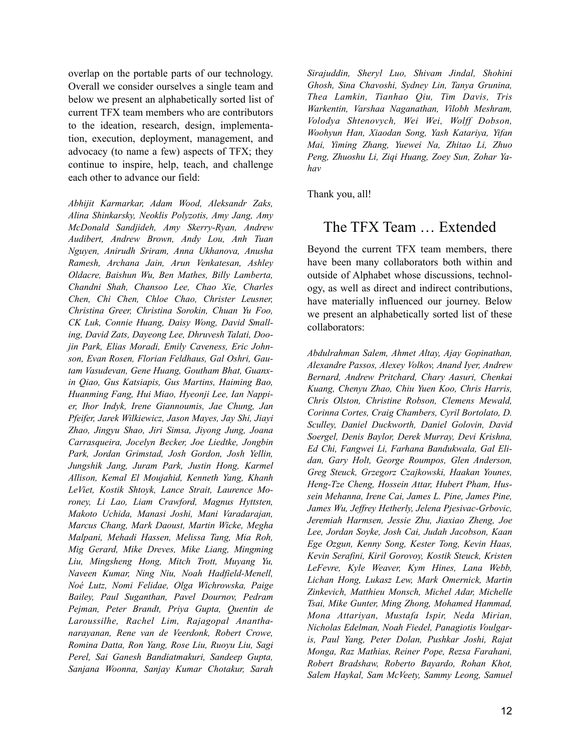overlap on the portable parts of our technology. Overall we consider ourselves a single team and below we present an alphabetically sorted list of current TFX team members who are contributors to the ideation, research, design, implementation, execution, deployment, management, and advocacy (to name a few) aspects of TFX; they continue to inspire, help, teach, and challenge each other to advance our field:

*Abhijit Karmarkar, Adam Wood, Aleksandr Zaks, Alina Shinkarsky, Neoklis Polyzotis, Amy Jang, Amy McDonald Sandjideh, Amy Skerry-Ryan, Andrew Audibert, Andrew Brown, Andy Lou, Anh Tuan Nguyen, Anirudh Sriram, Anna Ukhanova, Anusha Ramesh, Archana Jain, Arun Venkatesan, Ashley Oldacre, Baishun Wu, Ben Mathes, Billy Lamberta, Chandni Shah, Chansoo Lee, Chao Xie, Charles Chen, Chi Chen, Chloe Chao, Christer Leusner, Christina Greer, Christina Sorokin, Chuan Yu Foo, CK Luk, Connie Huang, Daisy Wong, David Smalling, David Zats, Dayeong Lee, Dhruvesh Talati, Doojin Park, Elias Moradi, Emily Caveness, Eric Johnson, Evan Rosen, Florian Feldhaus, Gal Oshri, Gautam Vasudevan, Gene Huang, Goutham Bhat, Guanxin Qiao, Gus Katsiapis, Gus Martins, Haiming Bao, Huanming Fang, Hui Miao, Hyeonji Lee, Ian Nappier, Ihor Indyk, Irene Giannoumis, Jae Chung, Jan Pfeifer, Jarek Wilkiewicz, Jason Mayes, Jay Shi, Jiayi Zhao, Jingyu Shao, Jiri Simsa, Jiyong Jung, Joana Carrasqueira, Jocelyn Becker, Joe Liedtke, Jongbin Park, Jordan Grimstad, Josh Gordon, Josh Yellin, Jungshik Jang, Juram Park, Justin Hong, Karmel Allison, Kemal El Moujahid, Kenneth Yang, Khanh LeViet, Kostik Shtoyk, Lance Strait, Laurence Moroney, Li Lao, Liam Crawford, Magnus Hyttsten, Makoto Uchida, Manasi Joshi, Mani Varadarajan, Marcus Chang, Mark Daoust, Martin Wicke, Megha Malpani, Mehadi Hassen, Melissa Tang, Mia Roh, Mig Gerard, Mike Dreves, Mike Liang, Mingming Liu, Mingsheng Hong, Mitch Trott, Muyang Yu, Naveen Kumar, Ning Niu, Noah Hadfield-Menell, Noé Lutz, Nomi Felidae, Olga Wichrowska, Paige Bailey, Paul Suganthan, Pavel Dournov, Pedram Pejman, Peter Brandt, Priya Gupta, Quentin de Laroussilhe, Rachel Lim, Rajagopal Ananthanarayanan, Rene van de Veerdonk, Robert Crowe, Romina Datta, Ron Yang, Rose Liu, Ruoyu Liu, Sagi Perel, Sai Ganesh Bandiatmakuri, Sandeep Gupta, Sanjana Woonna, Sanjay Kumar Chotakur, Sarah Sirajuddin, Sheryl Luo, Shivam Jindal, Shohini Ghosh, Sina Chavoshi, Sydney Lin, Tanya Grunina, Thea Lamkin, Tianhao Qiu, Tim Davis, Tris Warkentin, Varshaa Naganathan, Vilobh Meshram, Volodya Shtenovych, Wei Wei, Wolff Dobson, Woohyun Han, Xiaodan Song, Yash Katariya, Yifan Mai, Yiming Zhang, Yuewei Na, Zhitao Li, Zhuo Peng, Zhuoshu Li, Ziqi Huang, Zoey Sun, Zohar Yahav*

Thank you, all!

## The TFX Team … Extended

Beyond the current TFX team members, there have been many collaborators both within and outside of Alphabet whose discussions, technology, as well as direct and indirect contributions, have materially influenced our journey. Below we present an alphabetically sorted list of these collaborators:

*Abdulrahman Salem, Ahmet Altay, Ajay Gopinathan, Alexandre Passos, Alexey Volkov, Anand Iyer, Andrew Bernard, Andrew Pritchard, Chary Aasuri, Chenkai Kuang, Chenyu Zhao, Chiu Yuen Koo, Chris Harris, Chris Olston, Christine Robson, Clemens Mewald, Corinna Cortes, Craig Chambers, Cyril Bortolato, D. Sculley, Daniel Duckworth, Daniel Golovin, David Soergel, Denis Baylor, Derek Murray, Devi Krishna, Ed Chi, Fangwei Li, Farhana Bandukwala, Gal Elidan, Gary Holt, George Roumpos, Glen Anderson, Greg Steuck, Grzegorz Czajkowski, Haakan Younes, Heng-Tze Cheng, Hossein Attar, Hubert Pham, Hussein Mehanna, Irene Cai, James L. Pine, James Pine, James Wu, Jeffrey Hetherly, Jelena Pjesivac-Grbovic, Jeremiah Harmsen, Jessie Zhu, Jiaxiao Zheng, Joe Lee, Jordan Soyke, Josh Cai, Judah Jacobson, Kaan Ege Ozgun, Kenny Song, Kester Tong, Kevin Haas, Kevin Serafini, Kiril Gorovoy, Kostik Steuck, Kristen LeFevre, Kyle Weaver, Kym Hines, Lana Webb, Lichan Hong, Lukasz Lew, Mark Omernick, Martin Zinkevich, Matthieu Monsch, Michel Adar, Michelle Tsai, Mike Gunter, Ming Zhong, Mohamed Hammad, Mona Attariyan, Mustafa Ispir, Neda Mirian, Nicholas Edelman, Noah Fiedel, Panagiotis Voulgaris, Paul Yang, Peter Dolan, Pushkar Joshi, Rajat Monga, Raz Mathias, Reiner Pope, Rezsa Farahani, Robert Bradshaw, Roberto Bayardo, Rohan Khot, Salem Haykal, Sam McVeety, Sammy Leong, Samuel*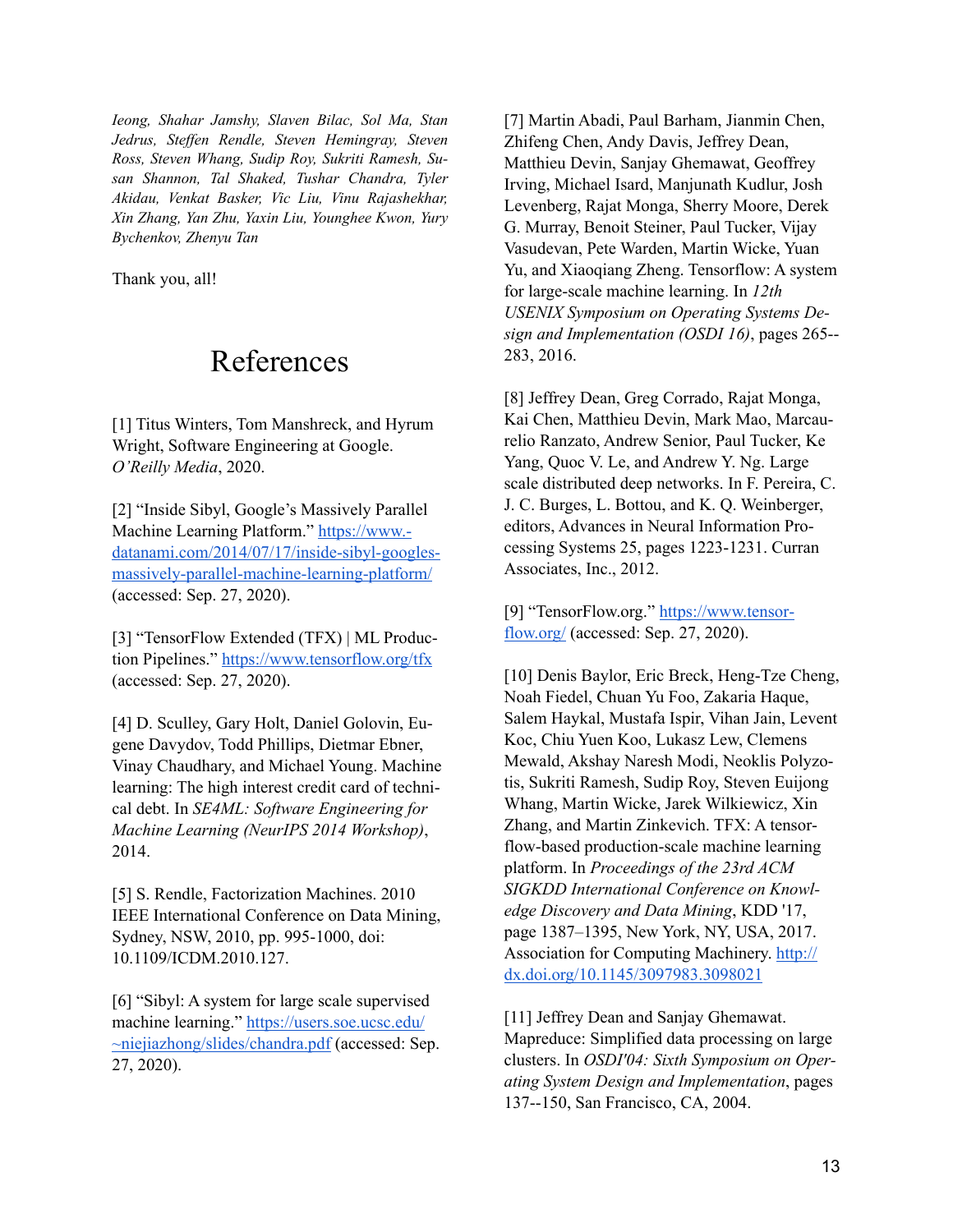*Ieong, Shahar Jamshy, Slaven Bilac, Sol Ma, Stan Jedrus, Steffen Rendle, Steven Hemingray, Steven Ross, Steven Whang, Sudip Roy, Sukriti Ramesh, Susan Shannon, Tal Shaked, Tushar Chandra, Tyler Akidau, Venkat Basker, Vic Liu, Vinu Rajashekhar, Xin Zhang, Yan Zhu, Yaxin Liu, Younghee Kwon, Yury Bychenkov, Zhenyu Tan*

Thank you, all!

# References

[1] Titus Winters, Tom Manshreck, and Hyrum Wright, Software Engineering at Google. *O'Reilly Media*, 2020.

[2] "Inside Sibyl, Google's Massively Parallel Machine Learning Platform." https://www.datanami.com/2014/07/17/inside-sibyl-googles-massively-parallel-machine-learning-platform/ (accessed: Sep. 27, 2020).

[3] "TensorFlow Extended (TFX) | ML Production Pipelines." https://www.tensorflow.org/tfx (accessed: Sep. 27, 2020).

[4] D. Sculley, Gary Holt, Daniel Golovin, Eugene Davydov, Todd Phillips, Dietmar Ebner, Vinay Chaudhary, and Michael Young. Machine learning: The high interest credit card of technical debt. In *SE4ML: Software Engineering for Machine Learning (NeurIPS 2014 Workshop)*, 2014.

[5] S. Rendle, Factorization Machines. 2010 IEEE International Conference on Data Mining, Sydney, NSW, 2010, pp. 995-1000, doi: 10.1109/ICDM.2010.127.

[6] "Sibyl: A system for large scale supervised machine learning." https://users.soe.ucsc.edu/~niejiazhong/slides/chandra.pdf (accessed: Sep. 27, 2020).

[7] Martin Abadi, Paul Barham, Jianmin Chen, Zhifeng Chen, Andy Davis, Jeffrey Dean, Matthieu Devin, Sanjay Ghemawat, Geoffrey Irving, Michael Isard, Manjunath Kudlur, Josh Levenberg, Rajat Monga, Sherry Moore, Derek G. Murray, Benoit Steiner, Paul Tucker, Vijay Vasudevan, Pete Warden, Martin Wicke, Yuan Yu, and Xiaoqiang Zheng. Tensorflow: A system for large-scale machine learning. In *12th USENIX Symposium on Operating Systems Design and Implementation (OSDI 16)*, pages 265--283, 2016.

[8] Jeffrey Dean, Greg Corrado, Rajat Monga, Kai Chen, Matthieu Devin, Mark Mao, Marcaurelio Ranzato, Andrew Senior, Paul Tucker, Ke Yang, Quoc V. Le, and Andrew Y. Ng. Large scale distributed deep networks. In F. Pereira, C. J. C. Burges, L. Bottou, and K. Q. Weinberger, editors, Advances in Neural Information Processing Systems 25, pages 1223-1231. Curran Associates, Inc., 2012.

[9] "TensorFlow.org." https://www.tensorflow.org/ (accessed: Sep. 27, 2020).

[10] Denis Baylor, Eric Breck, Heng-Tze Cheng, Noah Fiedel, Chuan Yu Foo, Zakaria Haque, Salem Haykal, Mustafa Ispir, Vihan Jain, Levent Koc, Chiu Yuen Koo, Lukasz Lew, Clemens Mewald, Akshay Naresh Modi, Neoklis Polyzotis, Sukriti Ramesh, Sudip Roy, Steven Euijong Whang, Martin Wicke, Jarek Wilkiewicz, Xin Zhang, and Martin Zinkevich. TFX: A tensorflow-based production-scale machine learning platform. In *Proceedings of the 23rd ACM SIGKDD International Conference on Knowledge Discovery and Data Mining*, KDD '17, page 1387–1395, New York, NY, USA, 2017. Association for Computing Machinery. http://dx.doi.org/10.1145/3097983.3098021

[11] Jeffrey Dean and Sanjay Ghemawat. Mapreduce: Simplified data processing on large clusters. In *OSDI'04: Sixth Symposium on Operating System Design and Implementation*, pages 137--150, San Francisco, CA, 2004.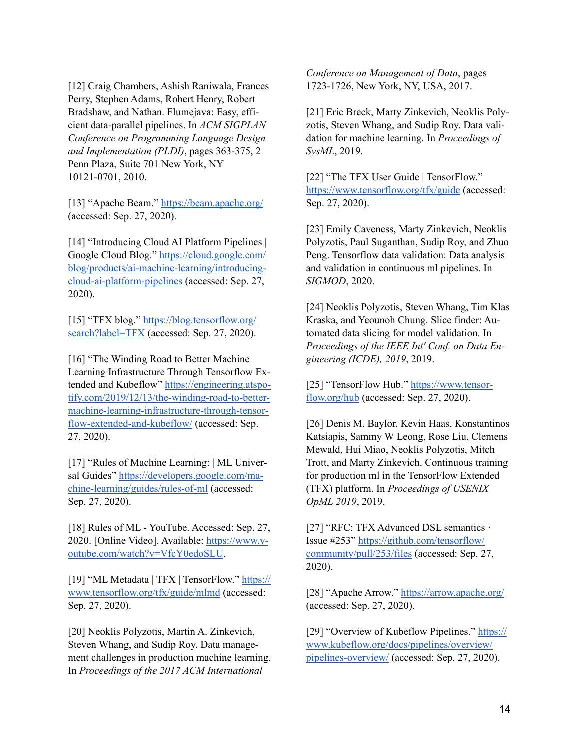[12] Craig Chambers, Ashish Raniwala, Frances Perry, Stephen Adams, Robert Henry, Robert Bradshaw, and Nathan. Flumejava: Easy, efficient data-parallel pipelines. In *ACM SIGPLAN Conference on Programming Language Design and Implementation (PLDI)*, pages 363-375, 2 Penn Plaza, Suite 701 New York, NY 10121-0701, 2010.

[13] "Apache Beam." https://beam.apache.org/ (accessed: Sep. 27, 2020).

[14] "Introducing Cloud AI Platform Pipelines | Google Cloud Blog." https://cloud.google.com/blog/products/ai-machine-learning/introducing-cloud-ai-platform-pipelines (accessed: Sep. 27, 2020).

[15] "TFX blog." https://blog.tensorflow.org/search?label=TFX (accessed: Sep. 27, 2020).

[16] "The Winding Road to Better Machine Learning Infrastructure Through Tensorflow Extended and Kubeflow" https://engineering.atspotify.com/2019/12/13/the-winding-road-to-better-machine-learning-infrastructure-through-tensorflow-extended-and-kubeflow/ (accessed: Sep. 27, 2020).

[17] "Rules of Machine Learning: | ML Universal Guides" https://developers.google.com/machine-learning/guides/rules-of-ml (accessed: Sep. 27, 2020).

[18] Rules of ML - YouTube. Accessed: Sep. 27, 2020. [Online Video]. Available: https://www.youtube.com/watch?v=VfcY0edoSLU.

[19] "ML Metadata | TFX | TensorFlow." https://www.tensorflow.org/tfx/guide/mlmd (accessed: Sep. 27, 2020).

[20] Neoklis Polyzotis, Martin A. Zinkevich, Steven Whang, and Sudip Roy. Data management challenges in production machine learning. In *Proceedings of the 2017 ACM International Conference on Management of Data*, pages 1723-1726, New York, NY, USA, 2017.

[21] Eric Breck, Marty Zinkevich, Neoklis Polyzotis, Steven Whang, and Sudip Roy. Data validation for machine learning. In *Proceedings of SysML*, 2019.

[22] "The TFX User Guide | TensorFlow." https://www.tensorflow.org/tfx/guide (accessed: Sep. 27, 2020).

[23] Emily Caveness, Marty Zinkevich, Neoklis Polyzotis, Paul Suganthan, Sudip Roy, and Zhuo Peng. Tensorflow data validation: Data analysis and validation in continuous ml pipelines. In *SIGMOD*, 2020.

[24] Neoklis Polyzotis, Steven Whang, Tim Klas Kraska, and Yeounoh Chung. Slice finder: Automated data slicing for model validation. In *Proceedings of the IEEE Int' Conf. on Data Engineering (ICDE), 2019*, 2019.

[25] "TensorFlow Hub." https://www.tensorflow.org/hub (accessed: Sep. 27, 2020).

[26] Denis M. Baylor, Kevin Haas, Konstantinos Katsiapis, Sammy W Leong, Rose Liu, Clemens Mewald, Hui Miao, Neoklis Polyzotis, Mitch Trott, and Marty Zinkevich. Continuous training for production ml in the TensorFlow Extended (TFX) platform. In *Proceedings of USENIX OpML 2019*, 2019.

[27] "RFC: TFX Advanced DSL semantics · Issue #253" https://github.com/tensorflow/community/pull/253/files (accessed: Sep. 27, 2020).

[28] "Apache Arrow." https://arrow.apache.org/ (accessed: Sep. 27, 2020).

[29] "Overview of Kubeflow Pipelines." https://www.kubeflow.org/docs/pipelines/overview/pipelines-overview/ (accessed: Sep. 27, 2020).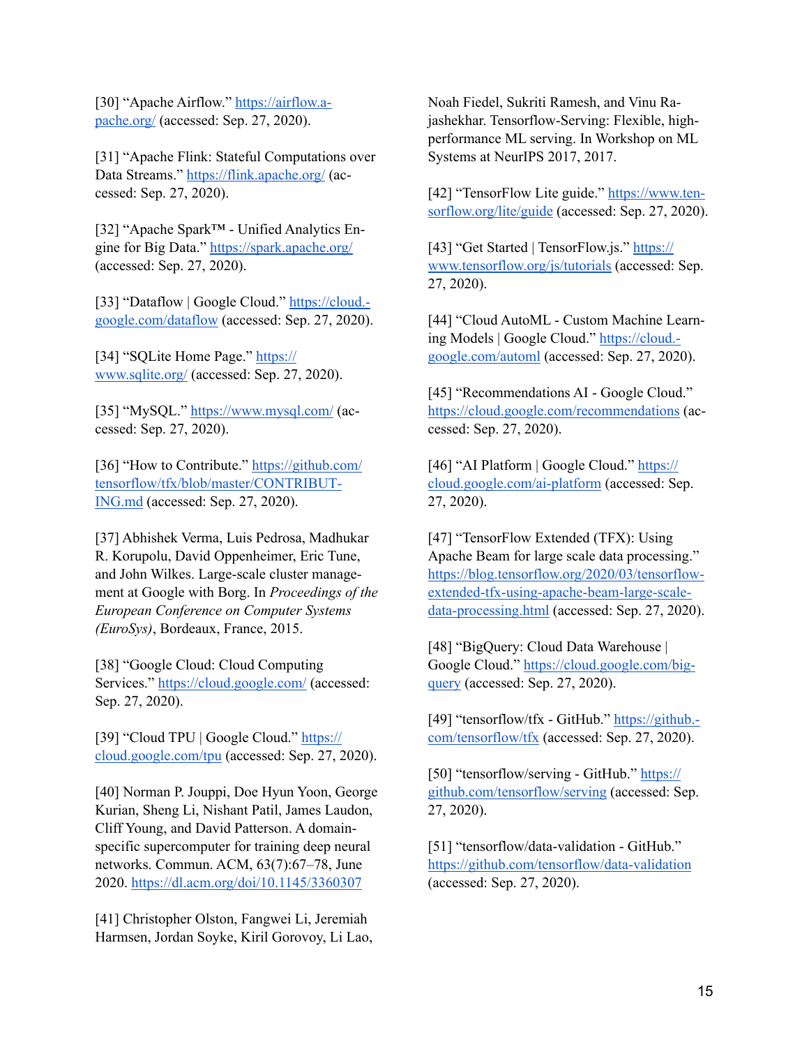[30] "Apache Airflow." https://airflow.apache.org/ (accessed: Sep. 27, 2020).

[31] "Apache Flink: Stateful Computations over Data Streams." https://flink.apache.org/ (accessed: Sep. 27, 2020).

[32] "Apache Spark™ - Unified Analytics Engine for Big Data." https://spark.apache.org/ (accessed: Sep. 27, 2020).

[33] "Dataflow | Google Cloud." https://cloud.google.com/dataflow (accessed: Sep. 27, 2020).

[34] "SQLite Home Page." https://www.sqlite.org/ (accessed: Sep. 27, 2020).

[35] "MySQL." https://www.mysql.com/ (accessed: Sep. 27, 2020).

[36] "How to Contribute." https://github.com/tensorflow/tfx/blob/master/CONTRIBUTING.md (accessed: Sep. 27, 2020).

[37] Abhishek Verma, Luis Pedrosa, Madhukar R. Korupolu, David Oppenheimer, Eric Tune, and John Wilkes. Large-scale cluster management at Google with Borg. In *Proceedings of the European Conference on Computer Systems (EuroSys)*, Bordeaux, France, 2015.

[38] "Google Cloud: Cloud Computing Services." https://cloud.google.com/ (accessed: Sep. 27, 2020).

[39] "Cloud TPU | Google Cloud." https://cloud.google.com/tpu (accessed: Sep. 27, 2020).

[40] Norman P. Jouppi, Doe Hyun Yoon, George Kurian, Sheng Li, Nishant Patil, James Laudon, Cliff Young, and David Patterson. A domain-specific supercomputer for training deep neural networks. Commun. ACM, 63(7):67–78, June 2020. https://dl.acm.org/doi/10.1145/3360307

[41] Christopher Olston, Fangwei Li, Jeremiah Harmsen, Jordan Soyke, Kiril Gorovoy, Li Lao, Noah Fiedel, Sukriti Ramesh, and Vinu Rajashekhar. Tensorflow-Serving: Flexible, high-performance ML serving. In Workshop on ML Systems at NeurIPS 2017, 2017.

[42] "TensorFlow Lite guide." https://www.tensorflow.org/lite/guide (accessed: Sep. 27, 2020).

[43] "Get Started | TensorFlow.js." https://www.tensorflow.org/js/tutorials (accessed: Sep. 27, 2020).

[44] "Cloud AutoML - Custom Machine Learning Models | Google Cloud." https://cloud.google.com/automl (accessed: Sep. 27, 2020).

[45] "Recommendations AI - Google Cloud." https://cloud.google.com/recommendations (accessed: Sep. 27, 2020).

[46] "AI Platform | Google Cloud." https://cloud.google.com/ai-platform (accessed: Sep. 27, 2020).

[47] "TensorFlow Extended (TFX): Using Apache Beam for large scale data processing." https://blog.tensorflow.org/2020/03/tensorflow-extended-tfx-using-apache-beam-large-scale-data-processing.html (accessed: Sep. 27, 2020).

[48] "BigQuery: Cloud Data Warehouse | Google Cloud." https://cloud.google.com/bigquery (accessed: Sep. 27, 2020).

[49] "tensorflow/tfx - GitHub." https://github.com/tensorflow/tfx (accessed: Sep. 27, 2020).

[50] "tensorflow/serving - GitHub." https://github.com/tensorflow/serving (accessed: Sep. 27, 2020).

[51] "tensorflow/data-validation - GitHub." https://github.com/tensorflow/data-validation (accessed: Sep. 27, 2020).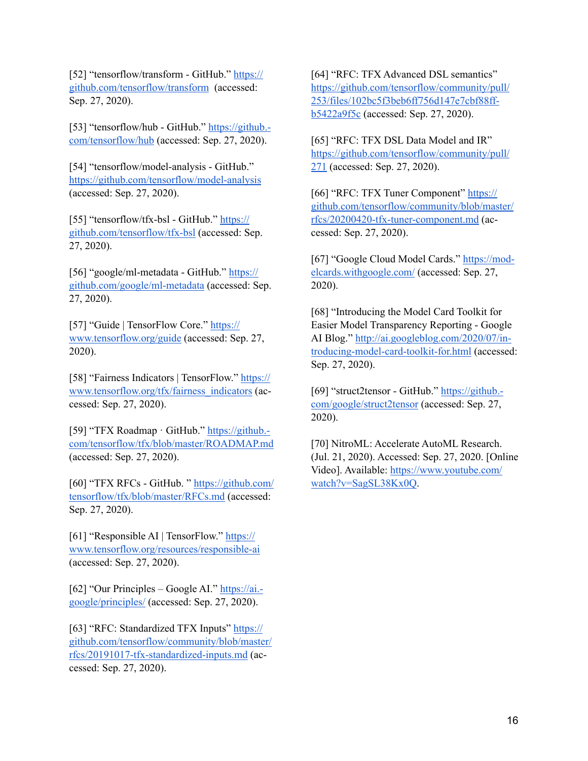[52] “tensorflow/transform - GitHub.” https://github.com/tensorflow/transform (accessed: Sep. 27, 2020).

[53] “tensorflow/hub - GitHub.” https://github.com/tensorflow/hub (accessed: Sep. 27, 2020).

[54] “tensorflow/model-analysis - GitHub.” https://github.com/tensorflow/model-analysis (accessed: Sep. 27, 2020).

[55] “tensorflow/tfx-bsl - GitHub.” https://github.com/tensorflow/tfx-bsl (accessed: Sep. 27, 2020).

[56] “google/ml-metadata - GitHub.” https://github.com/google/ml-metadata (accessed: Sep. 27, 2020).

[57] “Guide | TensorFlow Core.” https://www.tensorflow.org/guide (accessed: Sep. 27, 2020).

[58] “Fairness Indicators | TensorFlow.” https://www.tensorflow.org/tfx/fairness_indicators (accessed: Sep. 27, 2020).

[59] “TFX Roadmap · GitHub.” https://github.com/tensorflow/tfx/blob/master/ROADMAP.md (accessed: Sep. 27, 2020).

[60] “TFX RFCs - GitHub. ” https://github.com/tensorflow/tfx/blob/master/RFCs.md (accessed: Sep. 27, 2020).

[61] “Responsible AI | TensorFlow.” https://www.tensorflow.org/resources/responsible-ai (accessed: Sep. 27, 2020).

[62] “Our Principles – Google AI.” https://ai.google/principles/ (accessed: Sep. 27, 2020).

[63] “RFC: Standardized TFX Inputs” https://github.com/tensorflow/community/blob/master/rfcs/20191017-tfx-standardized-inputs.md (accessed: Sep. 27, 2020).

[64] “RFC: TFX Advanced DSL semantics” https://github.com/tensorflow/community/pull/253/files/102bc5f3beb6ff756d147e7cbf88ff-b5422a9f5c (accessed: Sep. 27, 2020).

[65] “RFC: TFX DSL Data Model and IR” https://github.com/tensorflow/community/pull/271 (accessed: Sep. 27, 2020).

[66] “RFC: TFX Tuner Component” https://github.com/tensorflow/community/blob/master/rfcs/20200420-tfx-tuner-component.md (accessed: Sep. 27, 2020).

[67] “Google Cloud Model Cards.” https://modelcards.withgoogle.com/ (accessed: Sep. 27, 2020).

[68] “Introducing the Model Card Toolkit for Easier Model Transparency Reporting - Google AI Blog.” http://ai.googleblog.com/2020/07/introducing-model-card-toolkit-for.html (accessed: Sep. 27, 2020).

[69] “struct2tensor - GitHub.” https://github.com/google/struct2tensor (accessed: Sep. 27, 2020).

[70] NitroML: Accelerate AutoML Research. (Jul. 21, 2020). Accessed: Sep. 27, 2020. [Online Video]. Available: https://www.youtube.com/watch?v=SagSL38Kx0Q.